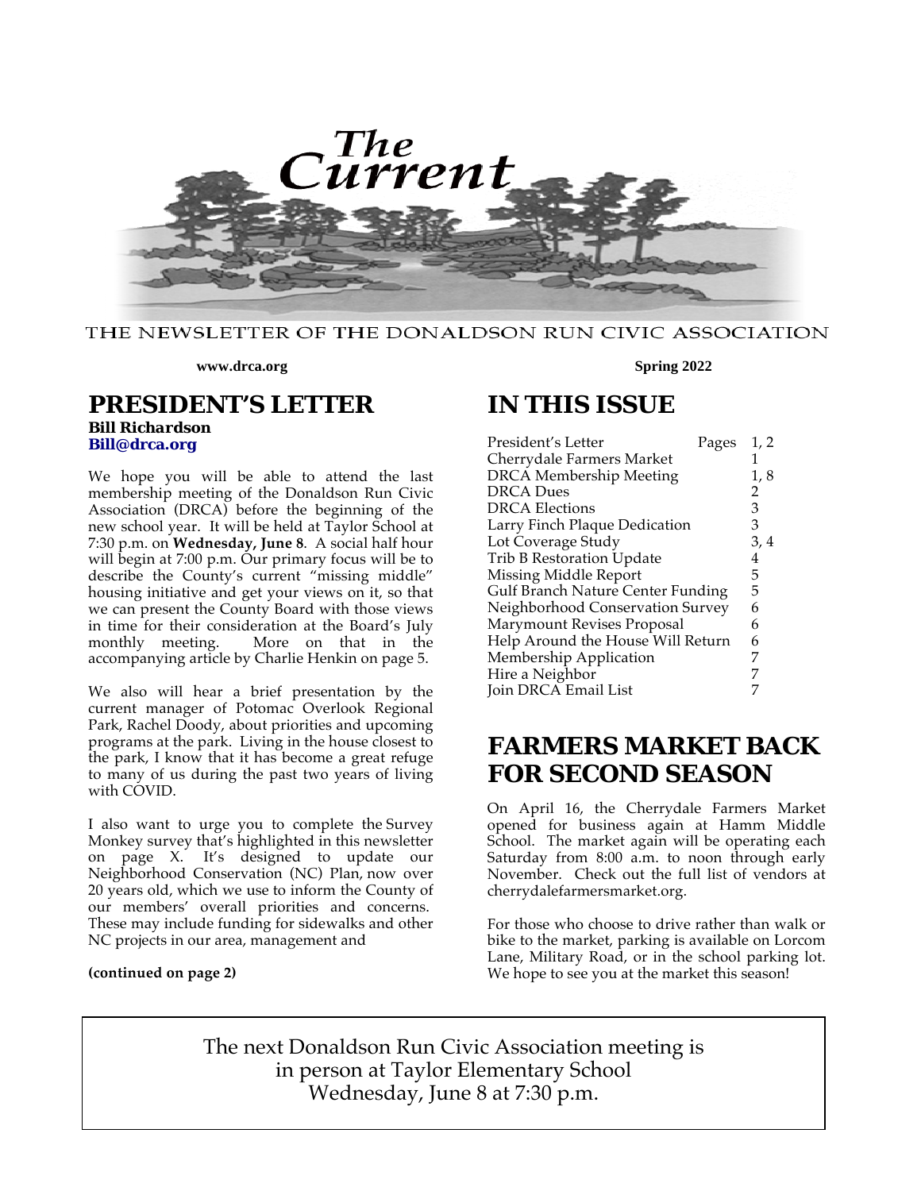# The Current

THE NEWSLETTER OF THE DONALDSON RUN CIVIC ASSOCIATION

**www.drca.org** **Spring 2022**

## PRESIDENT'S LETTER

***Bill Richardson***
**Bill@drca.org**

We hope you will be able to attend the last membership meeting of the Donaldson Run Civic Association (DRCA) before the beginning of the new school year. It will be held at Taylor School at 7:30 p.m. on **Wednesday, June 8**. A social half hour will begin at 7:00 p.m. Our primary focus will be to describe the County's current "missing middle" housing initiative and get your views on it, so that we can present the County Board with those views in time for their consideration at the Board's July monthly meeting. More on that in the accompanying article by Charlie Henkin on page 5.

We also will hear a brief presentation by the current manager of Potomac Overlook Regional Park, Rachel Doody, about priorities and upcoming programs at the park. Living in the house closest to the park, I know that it has become a great refuge to many of us during the past two years of living with COVID.

I also want to urge you to complete the Survey Monkey survey that's highlighted in this newsletter on page X. It's designed to update our Neighborhood Conservation (NC) Plan, now over 20 years old, which we use to inform the County of our members' overall priorities and concerns. These may include funding for sidewalks and other NC projects in our area, management and

**(continued on page 2)**

## IN THIS ISSUE

| | Pages |
|---|---|
| President's Letter | 1, 2 |
| Cherrydale Farmers Market | 1 |
| DRCA Membership Meeting | 1, 8 |
| DRCA Dues | 2 |
| DRCA Elections | 3 |
| Larry Finch Plaque Dedication | 3 |
| Lot Coverage Study | 3, 4 |
| Trib B Restoration Update | 4 |
| Missing Middle Report | 5 |
| Gulf Branch Nature Center Funding | 5 |
| Neighborhood Conservation Survey | 6 |
| Marymount Revises Proposal | 6 |
| Help Around the House Will Return | 6 |
| Membership Application | 7 |
| Hire a Neighbor | 7 |
| Join DRCA Email List | 7 |

## FARMERS MARKET BACK FOR SECOND SEASON

On April 16, the Cherrydale Farmers Market opened for business again at Hamm Middle School. The market again will be operating each Saturday from 8:00 a.m. to noon through early November. Check out the full list of vendors at cherrydalefarmersmarket.org.

For those who choose to drive rather than walk or bike to the market, parking is available on Lorcom Lane, Military Road, or in the school parking lot. We hope to see you at the market this season!

The next Donaldson Run Civic Association meeting is in person at Taylor Elementary School Wednesday, June 8 at 7:30 p.m.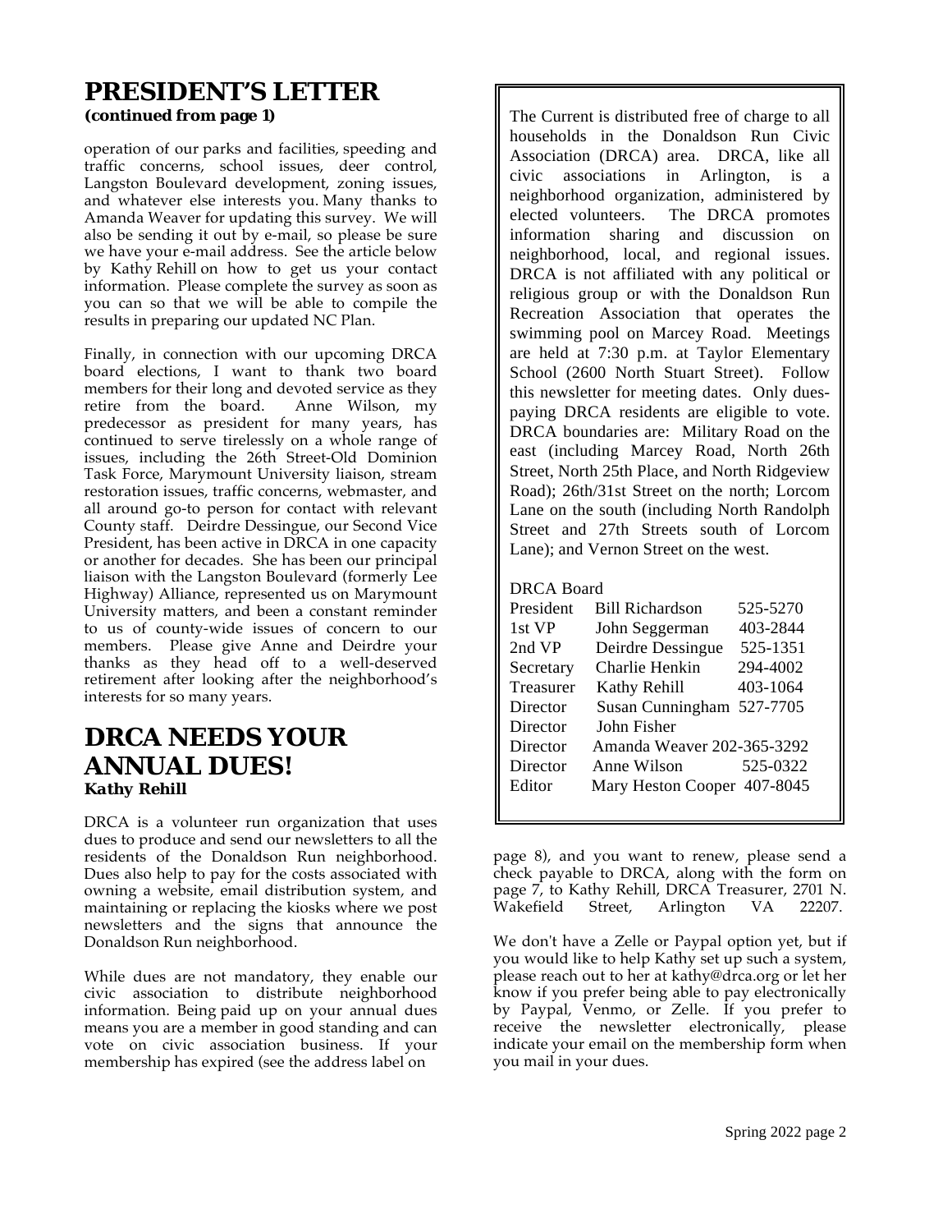## PRESIDENT'S LETTER

**(continued from page 1)**

operation of our parks and facilities, speeding and traffic concerns, school issues, deer control, Langston Boulevard development, zoning issues, and whatever else interests you. Many thanks to Amanda Weaver for updating this survey. We will also be sending it out by e-mail, so please be sure we have your e-mail address. See the article below by Kathy Rehill on how to get us your contact information. Please complete the survey as soon as you can so that we will be able to compile the results in preparing our updated NC Plan.

Finally, in connection with our upcoming DRCA board elections, I want to thank two board members for their long and devoted service as they retire from the board. Anne Wilson, my predecessor as president for many years, has continued to serve tirelessly on a whole range of issues, including the 26th Street-Old Dominion Task Force, Marymount University liaison, stream restoration issues, traffic concerns, webmaster, and all around go-to person for contact with relevant County staff. Deirdre Dessingue, our Second Vice President, has been active in DRCA in one capacity or another for decades. She has been our principal liaison with the Langston Boulevard (formerly Lee Highway) Alliance, represented us on Marymount University matters, and been a constant reminder to us of county-wide issues of concern to our members. Please give Anne and Deirdre your thanks as they head off to a well-deserved retirement after looking after the neighborhood's interests for so many years.

## DRCA NEEDS YOUR ANNUAL DUES!

***Kathy Rehill***

DRCA is a volunteer run organization that uses dues to produce and send our newsletters to all the residents of the Donaldson Run neighborhood. Dues also help to pay for the costs associated with owning a website, email distribution system, and maintaining or replacing the kiosks where we post newsletters and the signs that announce the Donaldson Run neighborhood.

While dues are not mandatory, they enable our civic association to distribute neighborhood information. Being paid up on your annual dues means you are a member in good standing and can vote on civic association business. If your membership has expired (see the address label on page 8), and you want to renew, please send a check payable to DRCA, along with the form on page 7, to Kathy Rehill, DRCA Treasurer, 2701 N. Wakefield Street, Arlington VA 22207.

We don't have a Zelle or Paypal option yet, but if you would like to help Kathy set up such a system, please reach out to her at kathy@drca.org or let her know if you prefer being able to pay electronically by Paypal, Venmo, or Zelle. If you prefer to receive the newsletter electronically, please indicate your email on the membership form when you mail in your dues.

---

The Current is distributed free of charge to all households in the Donaldson Run Civic Association (DRCA) area. DRCA, like all civic associations in Arlington, is a neighborhood organization, administered by elected volunteers. The DRCA promotes information sharing and discussion on neighborhood, local, and regional issues. DRCA is not affiliated with any political or religious group or with the Donaldson Run Recreation Association that operates the swimming pool on Marcey Road. Meetings are held at 7:30 p.m. at Taylor Elementary School (2600 North Stuart Street). Follow this newsletter for meeting dates. Only dues-paying DRCA residents are eligible to vote. DRCA boundaries are: Military Road on the east (including Marcey Road, North 26th Street, North 25th Place, and North Ridgeview Road); 26th/31st Street on the north; Lorcom Lane on the south (including North Randolph Street and 27th Streets south of Lorcom Lane); and Vernon Street on the west.

DRCA Board

| | | |
|---|---|---|
| President | Bill Richardson | 525-5270 |
| 1st VP | John Seggerman | 403-2844 |
| 2nd VP | Deirdre Dessingue | 525-1351 |
| Secretary | Charlie Henkin | 294-4002 |
| Treasurer | Kathy Rehill | 403-1064 |
| Director | Susan Cunningham | 527-7705 |
| Director | John Fisher | |
| Director | Amanda Weaver | 202-365-3292 |
| Director | Anne Wilson | 525-0322 |
| Editor | Mary Heston Cooper | 407-8045 |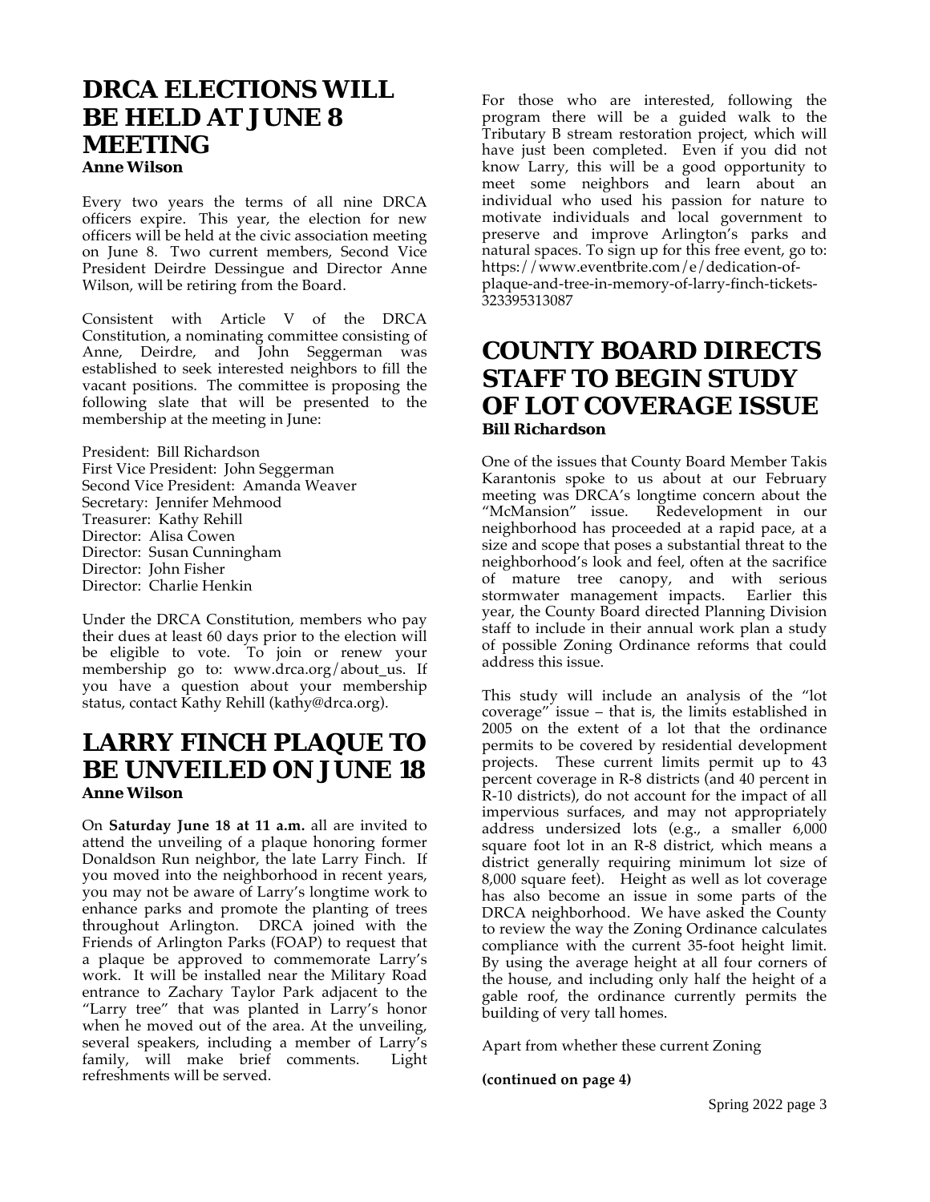## DRCA ELECTIONS WILL BE HELD AT JUNE 8 MEETING

**Anne Wilson**

Every two years the terms of all nine DRCA officers expire. This year, the election for new officers will be held at the civic association meeting on June 8. Two current members, Second Vice President Deirdre Dessingue and Director Anne Wilson, will be retiring from the Board.

Consistent with Article V of the DRCA Constitution, a nominating committee consisting of Anne, Deirdre, and John Seggerman was established to seek interested neighbors to fill the vacant positions. The committee is proposing the following slate that will be presented to the membership at the meeting in June:

President: Bill Richardson
First Vice President: John Seggerman
Second Vice President: Amanda Weaver
Secretary: Jennifer Mehmood
Treasurer: Kathy Rehill
Director: Alisa Cowen
Director: Susan Cunningham
Director: John Fisher
Director: Charlie Henkin

Under the DRCA Constitution, members who pay their dues at least 60 days prior to the election will be eligible to vote. To join or renew your membership go to: www.drca.org/about_us. If you have a question about your membership status, contact Kathy Rehill (kathy@drca.org).

## LARRY FINCH PLAQUE TO BE UNVEILED ON JUNE 18

**Anne Wilson**

On **Saturday June 18 at 11 a.m.** all are invited to attend the unveiling of a plaque honoring former Donaldson Run neighbor, the late Larry Finch. If you moved into the neighborhood in recent years, you may not be aware of Larry's longtime work to enhance parks and promote the planting of trees throughout Arlington. DRCA joined with the Friends of Arlington Parks (FOAP) to request that a plaque be approved to commemorate Larry's work. It will be installed near the Military Road entrance to Zachary Taylor Park adjacent to the "Larry tree" that was planted in Larry's honor when he moved out of the area. At the unveiling, several speakers, including a member of Larry's family, will make brief comments. Light refreshments will be served.

For those who are interested, following the program there will be a guided walk to the Tributary B stream restoration project, which will have just been completed. Even if you did not know Larry, this will be a good opportunity to meet some neighbors and learn about an individual who used his passion for nature to motivate individuals and local government to preserve and improve Arlington's parks and natural spaces. To sign up for this free event, go to: https://www.eventbrite.com/e/dedication-of-plaque-and-tree-in-memory-of-larry-finch-tickets-323395313087

## COUNTY BOARD DIRECTS STAFF TO BEGIN STUDY OF LOT COVERAGE ISSUE

**Bill Richardson**

One of the issues that County Board Member Takis Karantonis spoke to us about at our February meeting was DRCA's longtime concern about the "McMansion" issue. Redevelopment in our neighborhood has proceeded at a rapid pace, at a size and scope that poses a substantial threat to the neighborhood's look and feel, often at the sacrifice of mature tree canopy, and with serious stormwater management impacts. Earlier this year, the County Board directed Planning Division staff to include in their annual work plan a study of possible Zoning Ordinance reforms that could address this issue.

This study will include an analysis of the "lot coverage" issue – that is, the limits established in 2005 on the extent of a lot that the ordinance permits to be covered by residential development projects. These current limits permit up to 43 percent coverage in R-8 districts (and 40 percent in R-10 districts), do not account for the impact of all impervious surfaces, and may not appropriately address undersized lots (e.g., a smaller 6,000 square foot lot in an R-8 district, which means a district generally requiring minimum lot size of 8,000 square feet). Height as well as lot coverage has also become an issue in some parts of the DRCA neighborhood. We have asked the County to review the way the Zoning Ordinance calculates compliance with the current 35-foot height limit. By using the average height at all four corners of the house, and including only half the height of a gable roof, the ordinance currently permits the building of very tall homes.

Apart from whether these current Zoning

**(continued on page 4)**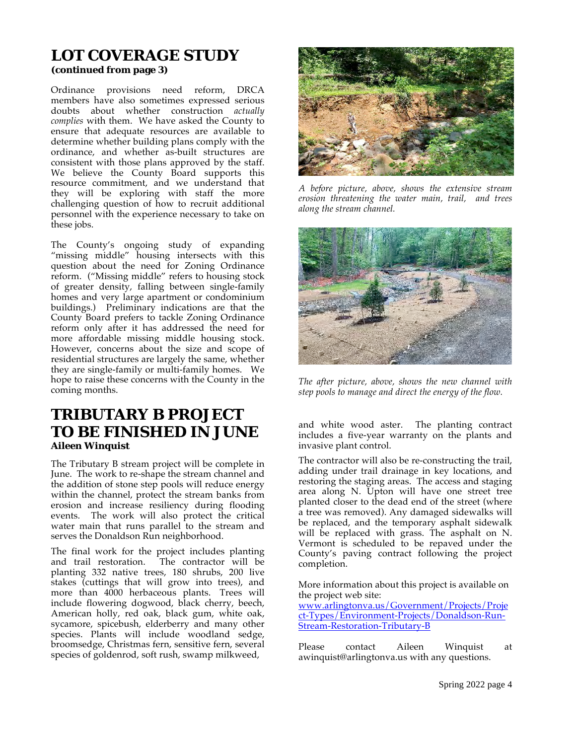## LOT COVERAGE STUDY

**(continued from page 3)**

Ordinance provisions need reform, DRCA members have also sometimes expressed serious doubts about whether construction *actually complies* with them. We have asked the County to ensure that adequate resources are available to determine whether building plans comply with the ordinance, and whether as-built structures are consistent with those plans approved by the staff. We believe the County Board supports this resource commitment, and we understand that they will be exploring with staff the more challenging question of how to recruit additional personnel with the experience necessary to take on these jobs.

The County's ongoing study of expanding "missing middle" housing intersects with this question about the need for Zoning Ordinance reform. ("Missing middle" refers to housing stock of greater density, falling between single-family homes and very large apartment or condominium buildings.) Preliminary indications are that the County Board prefers to tackle Zoning Ordinance reform only after it has addressed the need for more affordable missing middle housing stock. However, concerns about the size and scope of residential structures are largely the same, whether they are single-family or multi-family homes. We hope to raise these concerns with the County in the coming months.

*A before picture, above, shows the extensive stream erosion threatening the water main, trail, and trees along the stream channel.*

*The after picture, above, shows the new channel with step pools to manage and direct the energy of the flow.*

## TRIBUTARY B PROJECT TO BE FINISHED IN JUNE

**Aileen Winquist**

The Tributary B stream project will be complete in June. The work to re-shape the stream channel and the addition of stone step pools will reduce energy within the channel, protect the stream banks from erosion and increase resiliency during flooding events. The work will also protect the critical water main that runs parallel to the stream and serves the Donaldson Run neighborhood.

The final work for the project includes planting and trail restoration. The contractor will be planting 332 native trees, 180 shrubs, 200 live stakes (cuttings that will grow into trees), and more than 4000 herbaceous plants. Trees will include flowering dogwood, black cherry, beech, American holly, red oak, black gum, white oak, sycamore, spicebush, elderberry and many other species. Plants will include woodland sedge, broomsedge, Christmas fern, sensitive fern, several species of goldenrod, soft rush, swamp milkweed, and white wood aster. The planting contract includes a five-year warranty on the plants and invasive plant control.

The contractor will also be re-constructing the trail, adding under trail drainage in key locations, and restoring the staging areas. The access and staging area along N. Upton will have one street tree planted closer to the dead end of the street (where a tree was removed). Any damaged sidewalks will be replaced, and the temporary asphalt sidewalk will be replaced with grass. The asphalt on N. Vermont is scheduled to be repaved under the County's paving contract following the project completion.

More information about this project is available on the project web site:
[www.arlingtonva.us/Government/Projects/Project-Types/Environment-Projects/Donaldson-Run-Stream-Restoration-Tributary-B](www.arlingtonva.us/Government/Projects/Project-Types/Environment-Projects/Donaldson-Run-Stream-Restoration-Tributary-B)

Please contact Aileen Winquist at awinquist@arlingtonva.us with any questions.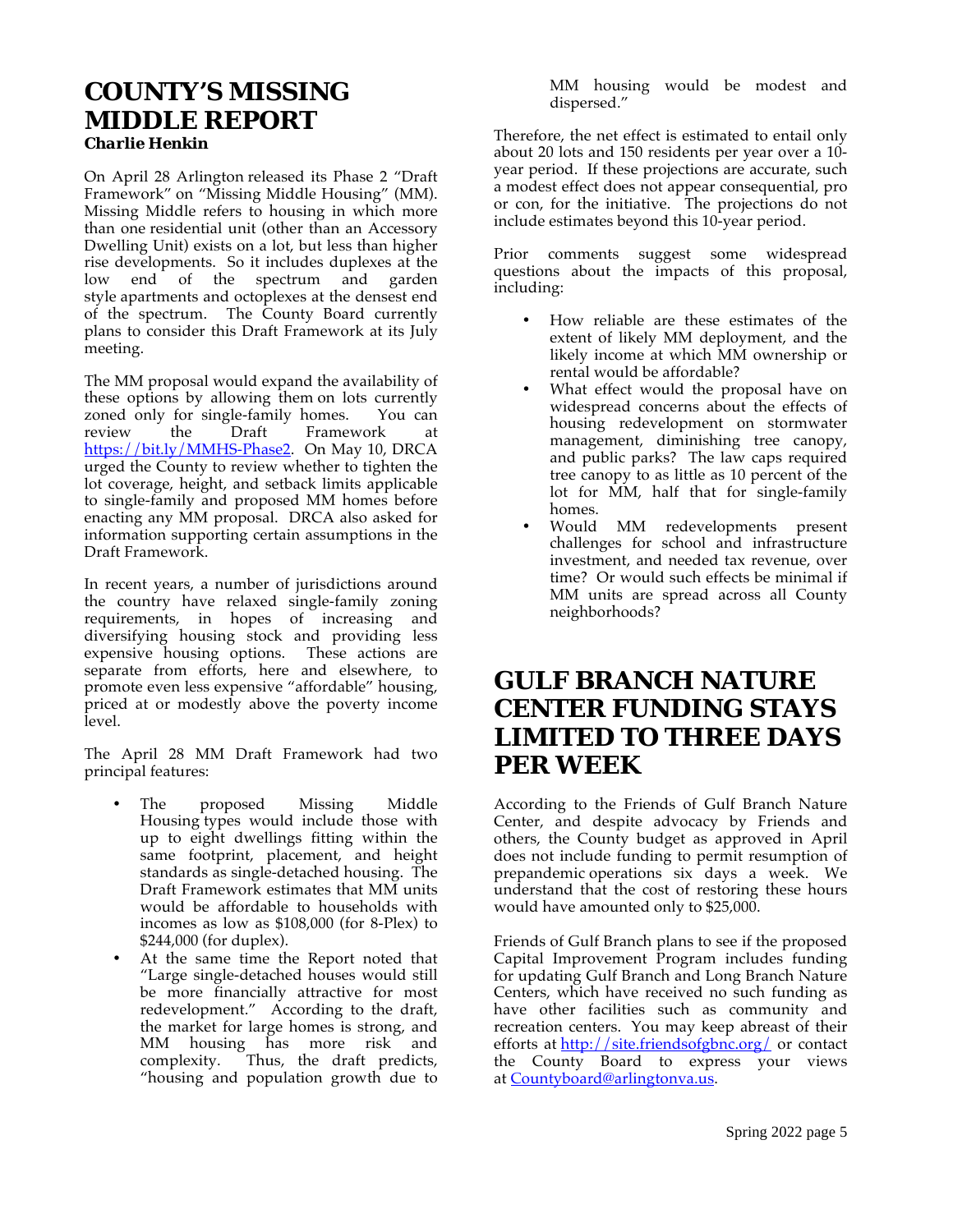## COUNTY'S MISSING MIDDLE REPORT

***Charlie Henkin***

On April 28 Arlington released its Phase 2 "Draft Framework" on "Missing Middle Housing" (MM). Missing Middle refers to housing in which more than one residential unit (other than an Accessory Dwelling Unit) exists on a lot, but less than higher rise developments. So it includes duplexes at the low end of the spectrum and garden style apartments and octoplexes at the densest end of the spectrum. The County Board currently plans to consider this Draft Framework at its July meeting.

The MM proposal would expand the availability of these options by allowing them on lots currently zoned only for single-family homes. You can review the Draft Framework at https://bit.ly/MMHS-Phase2. On May 10, DRCA urged the County to review whether to tighten the lot coverage, height, and setback limits applicable to single-family and proposed MM homes before enacting any MM proposal. DRCA also asked for information supporting certain assumptions in the Draft Framework.

In recent years, a number of jurisdictions around the country have relaxed single-family zoning requirements, in hopes of increasing and diversifying housing stock and providing less expensive housing options. These actions are separate from efforts, here and elsewhere, to promote even less expensive "affordable" housing, priced at or modestly above the poverty income level.

The April 28 MM Draft Framework had two principal features:

- The proposed Missing Middle Housing types would include those with up to eight dwellings fitting within the same footprint, placement, and height standards as single-detached housing. The Draft Framework estimates that MM units would be affordable to households with incomes as low as $108,000 (for 8-Plex) to $244,000 (for duplex).
- At the same time the Report noted that "Large single-detached houses would still be more financially attractive for most redevelopment." According to the draft, the market for large homes is strong, and MM housing has more risk and complexity. Thus, the draft predicts, "housing and population growth due to MM housing would be modest and dispersed."

Therefore, the net effect is estimated to entail only about 20 lots and 150 residents per year over a 10-year period. If these projections are accurate, such a modest effect does not appear consequential, pro or con, for the initiative. The projections do not include estimates beyond this 10-year period.

Prior comments suggest some widespread questions about the impacts of this proposal, including:

- How reliable are these estimates of the extent of likely MM deployment, and the likely income at which MM ownership or rental would be affordable?
- What effect would the proposal have on widespread concerns about the effects of housing redevelopment on stormwater management, diminishing tree canopy, and public parks? The law caps required tree canopy to as little as 10 percent of the lot for MM, half that for single-family homes.
- Would MM redevelopments present challenges for school and infrastructure investment, and needed tax revenue, over time? Or would such effects be minimal if MM units are spread across all County neighborhoods?

## GULF BRANCH NATURE CENTER FUNDING STAYS LIMITED TO THREE DAYS PER WEEK

According to the Friends of Gulf Branch Nature Center, and despite advocacy by Friends and others, the County budget as approved in April does not include funding to permit resumption of prepandemic operations six days a week. We understand that the cost of restoring these hours would have amounted only to $25,000.

Friends of Gulf Branch plans to see if the proposed Capital Improvement Program includes funding for updating Gulf Branch and Long Branch Nature Centers, which have received no such funding as have other facilities such as community and recreation centers. You may keep abreast of their efforts at http://site.friendsofgbnc.org/ or contact the County Board to express your views at Countyboard@arlingtonva.us.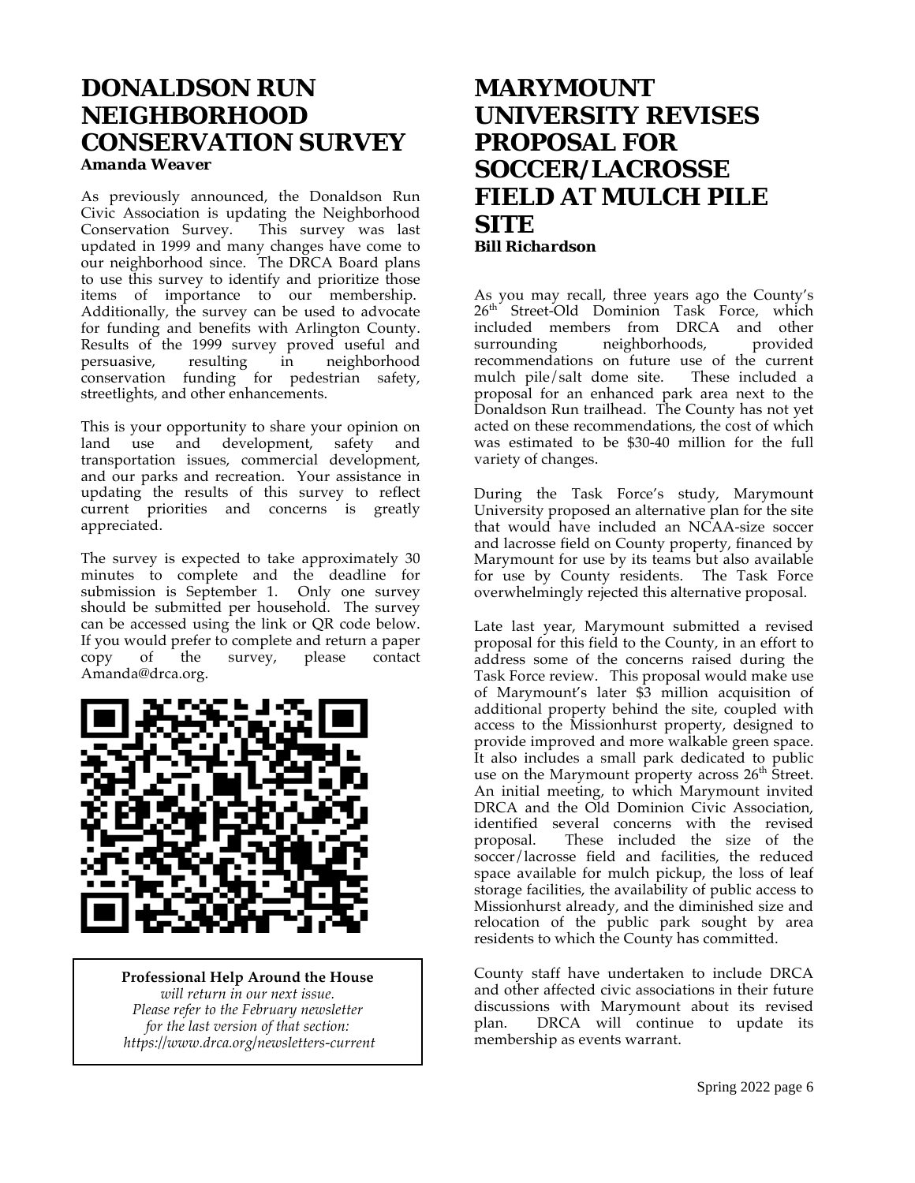# DONALDSON RUN NEIGHBORHOOD CONSERVATION SURVEY

***Amanda Weaver***

As previously announced, the Donaldson Run Civic Association is updating the Neighborhood Conservation Survey. This survey was last updated in 1999 and many changes have come to our neighborhood since. The DRCA Board plans to use this survey to identify and prioritize those items of importance to our membership. Additionally, the survey can be used to advocate for funding and benefits with Arlington County. Results of the 1999 survey proved useful and persuasive, resulting in neighborhood conservation funding for pedestrian safety, streetlights, and other enhancements.

This is your opportunity to share your opinion on land use and development, safety and transportation issues, commercial development, and our parks and recreation. Your assistance in updating the results of this survey to reflect current priorities and concerns is greatly appreciated.

The survey is expected to take approximately 30 minutes to complete and the deadline for submission is September 1. Only one survey should be submitted per household. The survey can be accessed using the link or QR code below. If you would prefer to complete and return a paper copy of the survey, please contact Amanda@drca.org.

**Professional Help Around the House**

*will return in our next issue.*
*Please refer to the February newsletter*
*for the last version of that section:*
*https://www.drca.org/newsletters-current*

# MARYMOUNT UNIVERSITY REVISES PROPOSAL FOR SOCCER/LACROSSE FIELD AT MULCH PILE SITE

***Bill Richardson***

As you may recall, three years ago the County's 26th Street-Old Dominion Task Force, which included members from DRCA and other surrounding neighborhoods, provided recommendations on future use of the current mulch pile/salt dome site. These included a proposal for an enhanced park area next to the Donaldson Run trailhead. The County has not yet acted on these recommendations, the cost of which was estimated to be $30-40 million for the full variety of changes.

During the Task Force's study, Marymount University proposed an alternative plan for the site that would have included an NCAA-size soccer and lacrosse field on County property, financed by Marymount for use by its teams but also available for use by County residents. The Task Force overwhelmingly rejected this alternative proposal.

Late last year, Marymount submitted a revised proposal for this field to the County, in an effort to address some of the concerns raised during the Task Force review. This proposal would make use of Marymount's later $3 million acquisition of additional property behind the site, coupled with access to the Missionhurst property, designed to provide improved and more walkable green space. It also includes a small park dedicated to public use on the Marymount property across 26th Street. An initial meeting, to which Marymount invited DRCA and the Old Dominion Civic Association, identified several concerns with the revised proposal. These included the size of the soccer/lacrosse field and facilities, the reduced space available for mulch pickup, the loss of leaf storage facilities, the availability of public access to Missionhurst already, and the diminished size and relocation of the public park sought by area residents to which the County has committed.

County staff have undertaken to include DRCA and other affected civic associations in their future discussions with Marymount about its revised plan. DRCA will continue to update its membership as events warrant.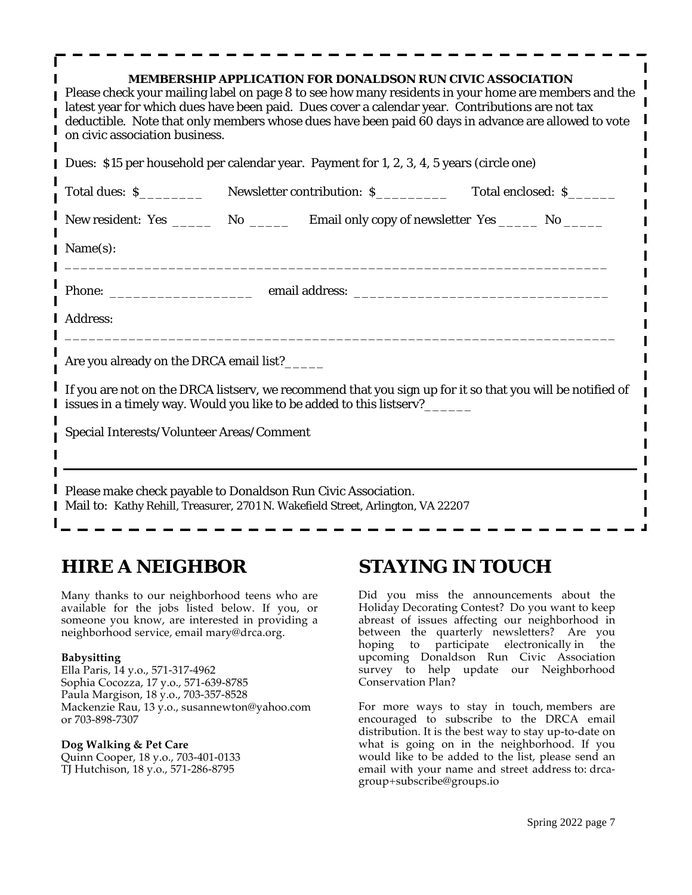**MEMBERSHIP APPLICATION FOR DONALDSON RUN CIVIC ASSOCIATION**

Please check your mailing label on page 8 to see how many residents in your home are members and the latest year for which dues have been paid. Dues cover a calendar year. Contributions are not tax deductible. Note that only members whose dues have been paid 60 days in advance are allowed to vote on civic association business.

Dues: $15 per household per calendar year. Payment for 1, 2, 3, 4, 5 years (circle one)

Total dues: $________ Newsletter contribution: $_________ Total enclosed: $______

New resident: Yes _____ No _____ Email only copy of newsletter Yes _____ No _____

Name(s):

______________________________________________________________________

Phone: __________________ email address: ________________________________

Address:

______________________________________________________________________

Are you already on the DRCA email list?_____

If you are not on the DRCA listserv, we recommend that you sign up for it so that you will be notified of issues in a timely way. Would you like to be added to this listserv?______

Special Interests/Volunteer Areas/Comment

---

Please make check payable to Donaldson Run Civic Association.

Mail to: Kathy Rehill, Treasurer, 2701 N. Wakefield Street, Arlington, VA 22207

## HIRE A NEIGHBOR

Many thanks to our neighborhood teens who are available for the jobs listed below. If you, or someone you know, are interested in providing a neighborhood service, email mary@drca.org.

**Babysitting**

Ella Paris, 14 y.o., 571-317-4962
Sophia Cocozza, 17 y.o., 571-639-8785
Paula Margison, 18 y.o., 703-357-8528
Mackenzie Rau, 13 y.o., susannewton@yahoo.com or 703-898-7307

**Dog Walking & Pet Care**

Quinn Cooper, 18 y.o., 703-401-0133
TJ Hutchison, 18 y.o., 571-286-8795

## STAYING IN TOUCH

Did you miss the announcements about the Holiday Decorating Contest? Do you want to keep abreast of issues affecting our neighborhood in between the quarterly newsletters? Are you hoping to participate electronically in the upcoming Donaldson Run Civic Association survey to help update our Neighborhood Conservation Plan?

For more ways to stay in touch, members are encouraged to subscribe to the DRCA email distribution. It is the best way to stay up-to-date on what is going on in the neighborhood. If you would like to be added to the list, please send an email with your name and street address to: drca-group+subscribe@groups.io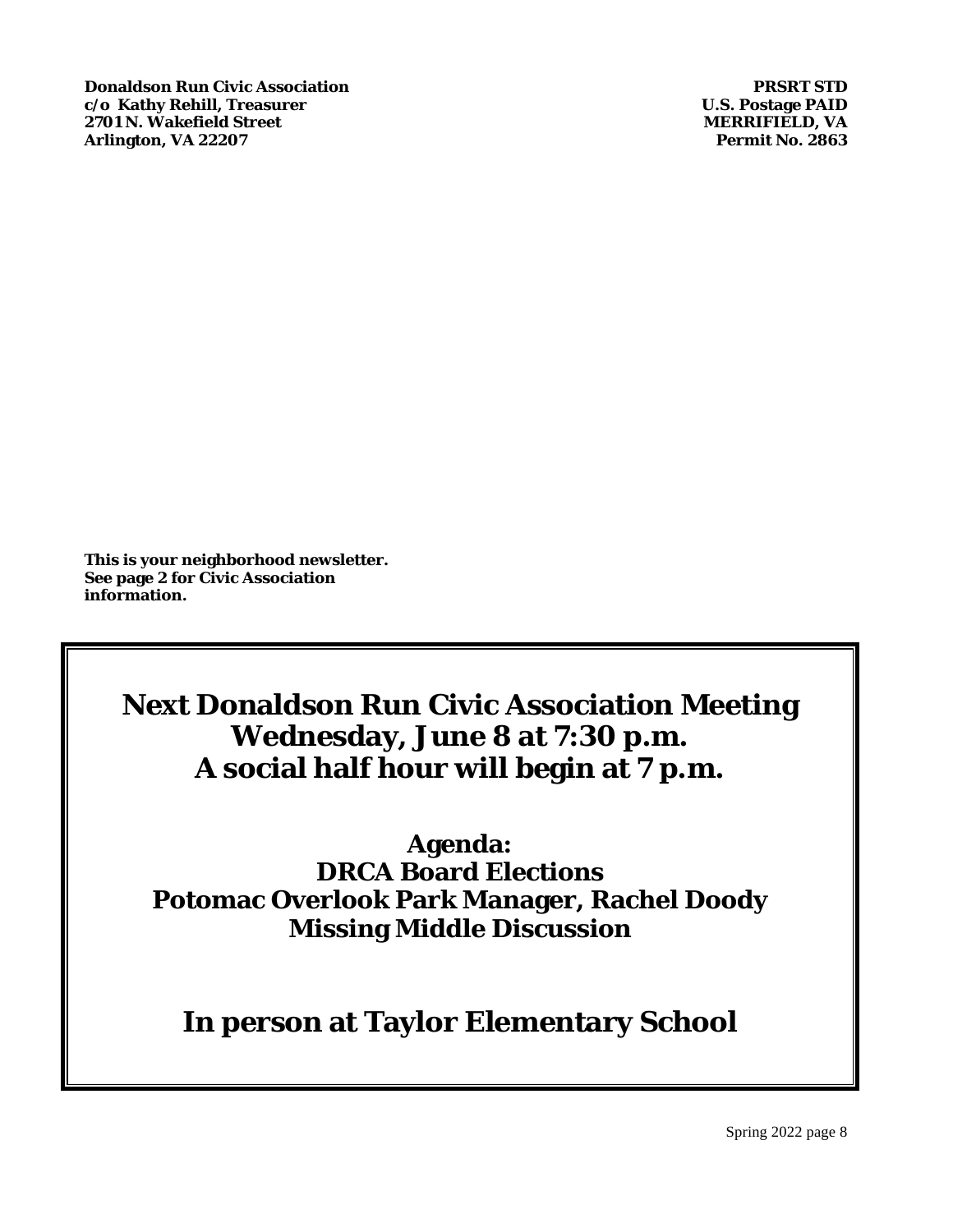**Donaldson Run Civic Association**
**c/o Kathy Rehill, Treasurer**
**2701 N. Wakefield Street**
**Arlington, VA 22207**

**PRSRT STD**
**U.S. Postage PAID**
**MERRIFIELD, VA**
**Permit No. 2863**

**This is your neighborhood newsletter. See page 2 for Civic Association information.**

## Next Donaldson Run Civic Association Meeting
## Wednesday, June 8 at 7:30 p.m.
## A social half hour will begin at 7 p.m.

### Agenda:
### DRCA Board Elections
### Potomac Overlook Park Manager, Rachel Doody
### Missing Middle Discussion

## In person at Taylor Elementary School